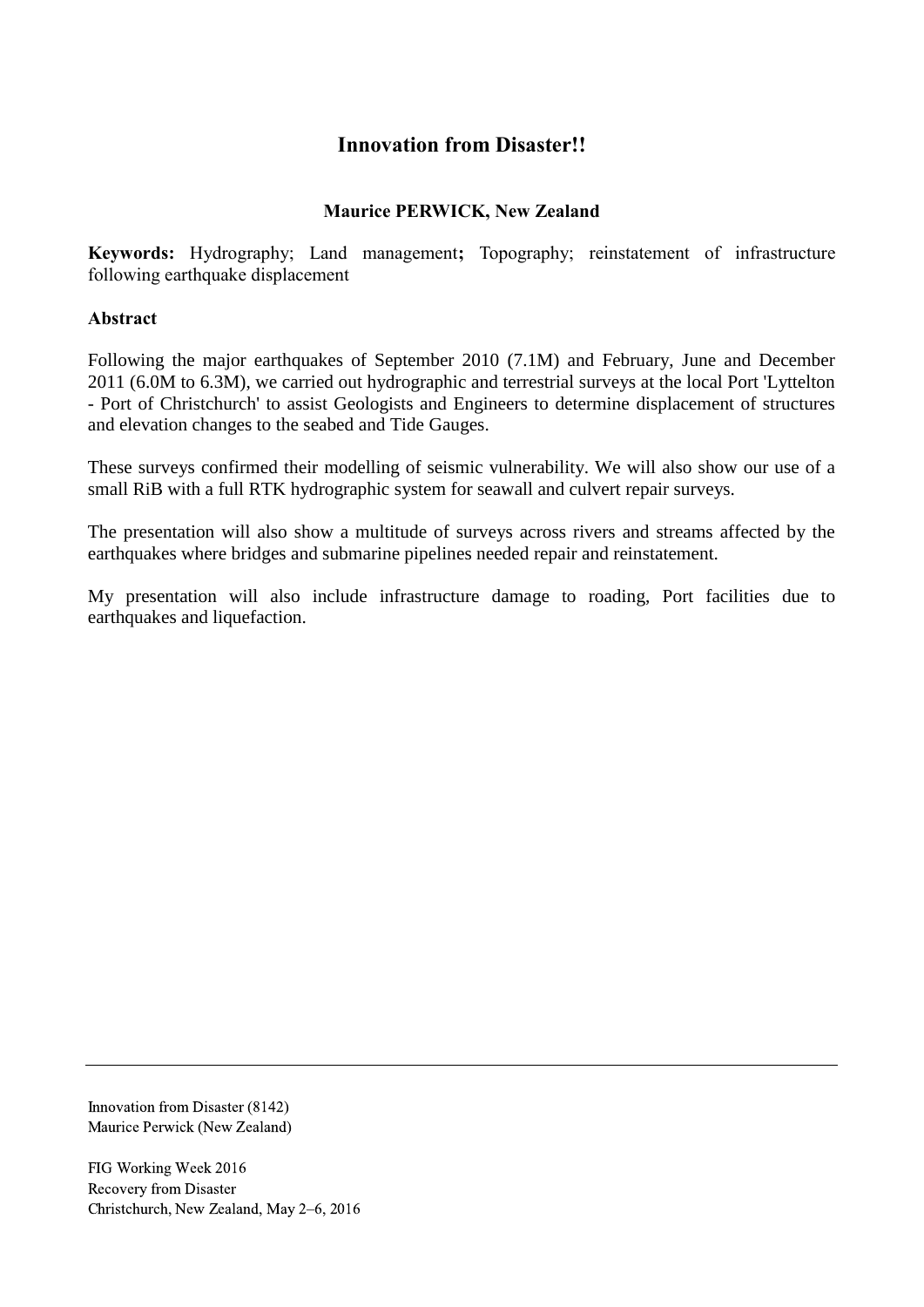# Innovation from Disaster!!

**Maurice PERWICK, New Zealand**

**Keywords:** Hydrography; Land management**;** Topography; reinstatement of infrastructure following earthquake displacement

## Abstract

Following the major earthquakes of September 2010 (7.1M) and February, June and December 2011 (6.0M to 6.3M), we carried out hydrographic and terrestrial surveys at the local Port 'Lyttelton - Port of Christchurch' to assist Geologists and Engineers to determine displacement of structures and elevation changes to the seabed and Tide Gauges.

These surveys confirmed their modelling of seismic vulnerability. We will also show our use of a small RiB with a full RTK hydrographic system for seawall and culvert repair surveys.

The presentation will also show a multitude of surveys across rivers and streams affected by the earthquakes where bridges and submarine pipelines needed repair and reinstatement.

My presentation will also include infrastructure damage to roading, Port facilities due to earthquakes and liquefaction.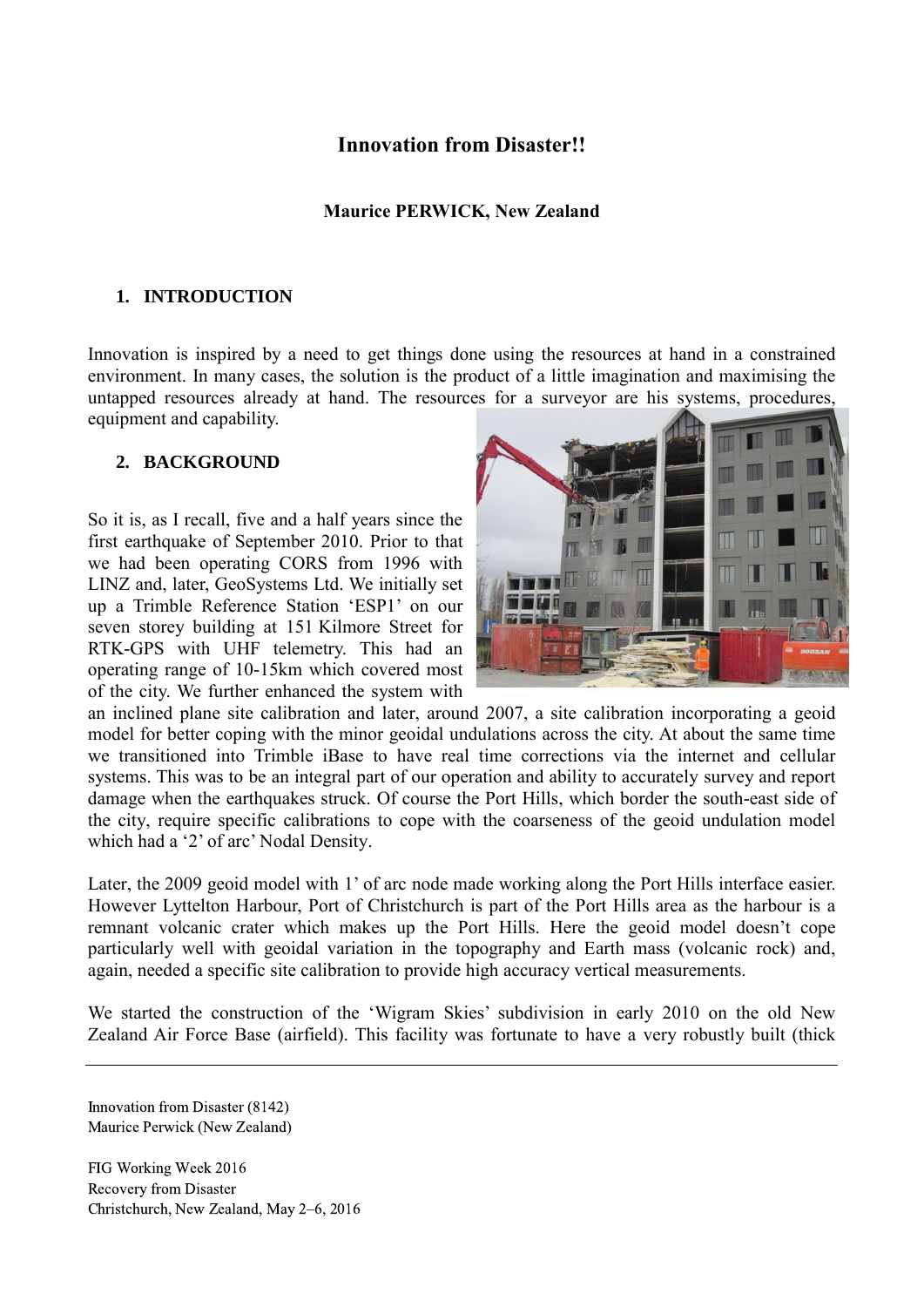# Innovation from Disaster!!

**Maurice PERWICK, New Zealand**

## 1. INTRODUCTION

Innovation is inspired by a need to get things done using the resources at hand in a constrained environment. In many cases, the solution is the product of a little imagination and maximising the untapped resources already at hand. The resources for a surveyor are his systems, procedures, equipment and capability.

## 2. BACKGROUND

So it is, as I recall, five and a half years since the first earthquake of September 2010. Prior to that we had been operating CORS from 1996 with LINZ and, later, GeoSystems Ltd. We initially set up a Trimble Reference Station 'ESP1' on our seven storey building at 151 Kilmore Street for RTK-GPS with UHF telemetry. This had an operating range of 10-15km which covered most of the city. We further enhanced the system with an inclined plane site calibration and later, around 2007, a site calibration incorporating a geoid model for better coping with the minor geoidal undulations across the city. At about the same time we transitioned into Trimble iBase to have real time corrections via the internet and cellular systems. This was to be an integral part of our operation and ability to accurately survey and report damage when the earthquakes struck. Of course the Port Hills, which border the south-east side of the city, require specific calibrations to cope with the coarseness of the geoid undulation model which had a '2' of arc' Nodal Density.

Later, the 2009 geoid model with 1' of arc node made working along the Port Hills interface easier. However Lyttelton Harbour, Port of Christchurch is part of the Port Hills area as the harbour is a remnant volcanic crater which makes up the Port Hills. Here the geoid model doesn't cope particularly well with geoidal variation in the topography and Earth mass (volcanic rock) and, again, needed a specific site calibration to provide high accuracy vertical measurements.

We started the construction of the 'Wigram Skies' subdivision in early 2010 on the old New Zealand Air Force Base (airfield). This facility was fortunate to have a very robustly built (thick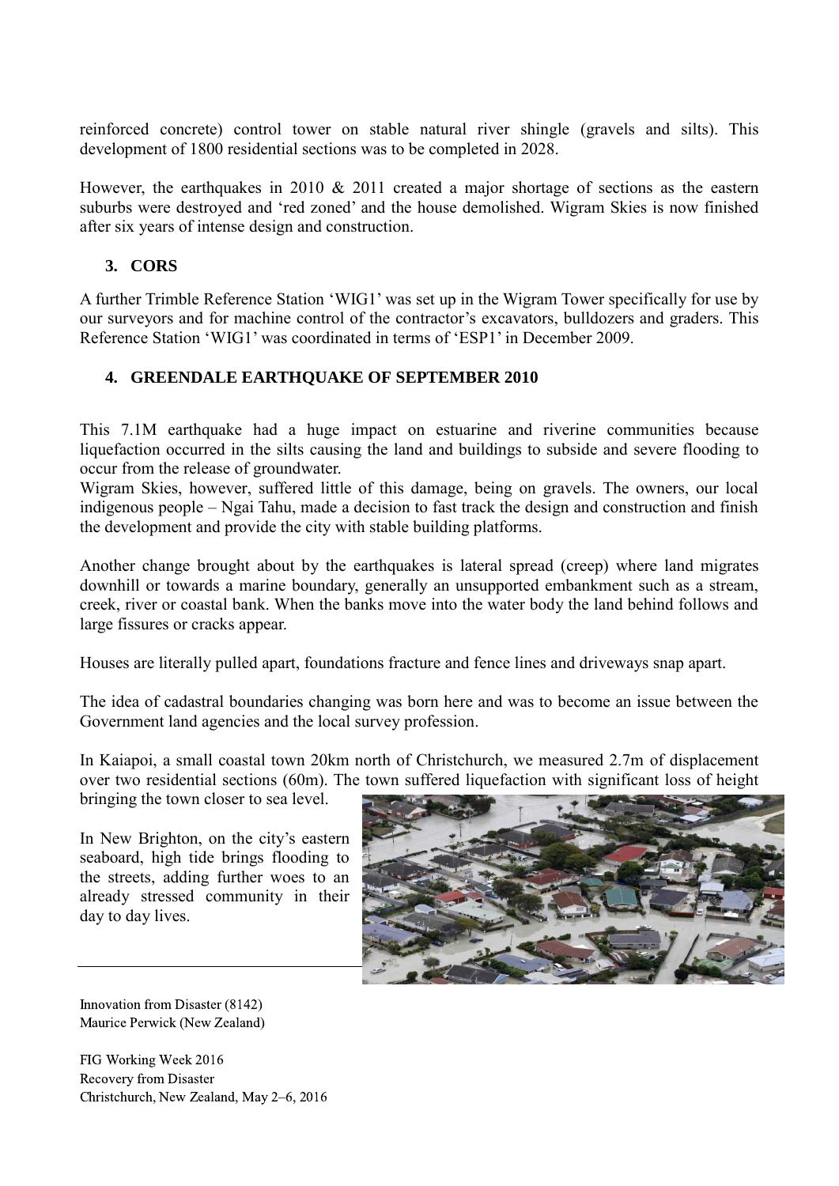reinforced concrete) control tower on stable natural river shingle (gravels and silts). This development of 1800 residential sections was to be completed in 2028.

However, the earthquakes in 2010 & 2011 created a major shortage of sections as the eastern suburbs were destroyed and 'red zoned' and the house demolished. Wigram Skies is now finished after six years of intense design and construction.

## 3. CORS

A further Trimble Reference Station 'WIG1' was set up in the Wigram Tower specifically for use by our surveyors and for machine control of the contractor's excavators, bulldozers and graders. This Reference Station 'WIG1' was coordinated in terms of 'ESP1' in December 2009.

## 4. GREENDALE EARTHQUAKE OF SEPTEMBER 2010

This 7.1M earthquake had a huge impact on estuarine and riverine communities because liquefaction occurred in the silts causing the land and buildings to subside and severe flooding to occur from the release of groundwater.

Wigram Skies, however, suffered little of this damage, being on gravels. The owners, our local indigenous people – Ngai Tahu, made a decision to fast track the design and construction and finish the development and provide the city with stable building platforms.

Another change brought about by the earthquakes is lateral spread (creep) where land migrates downhill or towards a marine boundary, generally an unsupported embankment such as a stream, creek, river or coastal bank. When the banks move into the water body the land behind follows and large fissures or cracks appear.

Houses are literally pulled apart, foundations fracture and fence lines and driveways snap apart.

The idea of cadastral boundaries changing was born here and was to become an issue between the Government land agencies and the local survey profession.

In Kaiapoi, a small coastal town 20km north of Christchurch, we measured 2.7m of displacement over two residential sections (60m). The town suffered liquefaction with significant loss of height bringing the town closer to sea level.

In New Brighton, on the city's eastern seaboard, high tide brings flooding to the streets, adding further woes to an already stressed community in their day to day lives.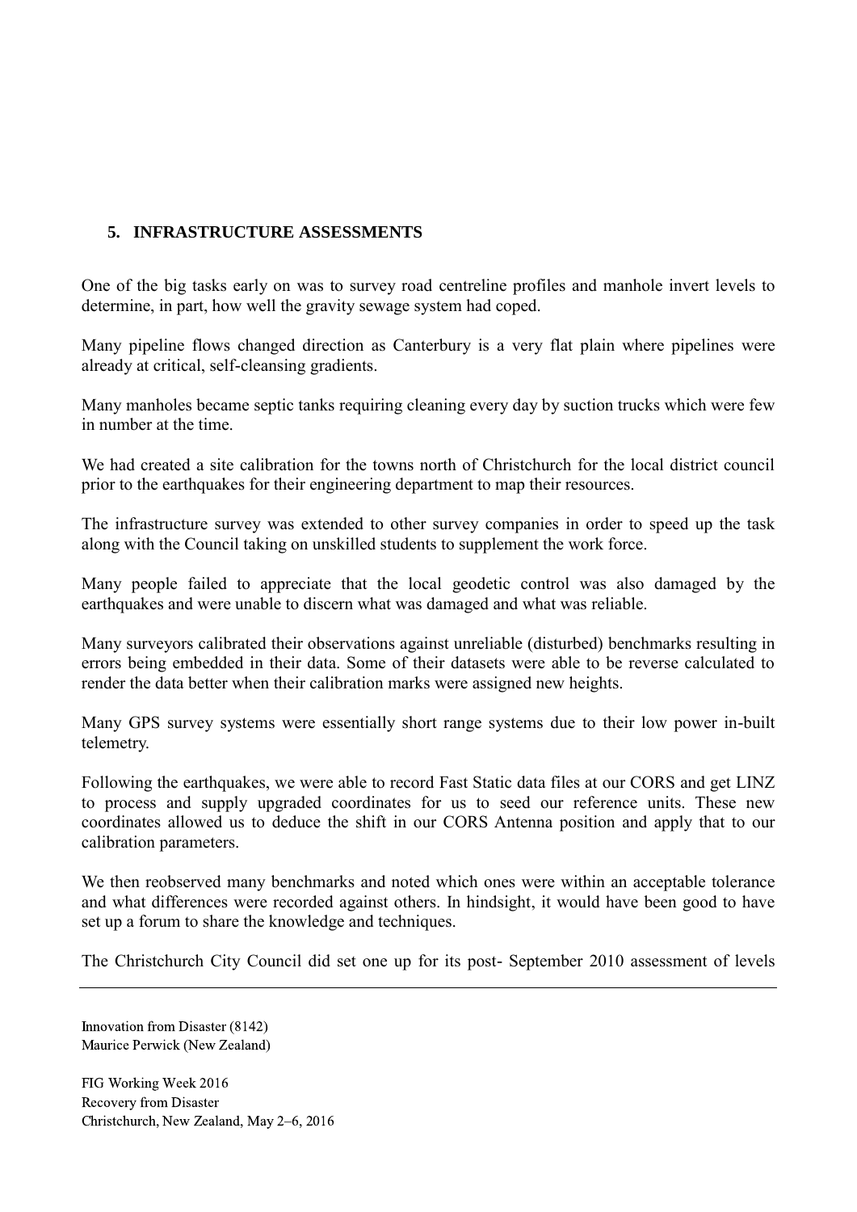## 5. INFRASTRUCTURE ASSESSMENTS

One of the big tasks early on was to survey road centreline profiles and manhole invert levels to determine, in part, how well the gravity sewage system had coped.

Many pipeline flows changed direction as Canterbury is a very flat plain where pipelines were already at critical, self-cleansing gradients.

Many manholes became septic tanks requiring cleaning every day by suction trucks which were few in number at the time.

We had created a site calibration for the towns north of Christchurch for the local district council prior to the earthquakes for their engineering department to map their resources.

The infrastructure survey was extended to other survey companies in order to speed up the task along with the Council taking on unskilled students to supplement the work force.

Many people failed to appreciate that the local geodetic control was also damaged by the earthquakes and were unable to discern what was damaged and what was reliable.

Many surveyors calibrated their observations against unreliable (disturbed) benchmarks resulting in errors being embedded in their data. Some of their datasets were able to be reverse calculated to render the data better when their calibration marks were assigned new heights.

Many GPS survey systems were essentially short range systems due to their low power in-built telemetry.

Following the earthquakes, we were able to record Fast Static data files at our CORS and get LINZ to process and supply upgraded coordinates for us to seed our reference units. These new coordinates allowed us to deduce the shift in our CORS Antenna position and apply that to our calibration parameters.

We then reobserved many benchmarks and noted which ones were within an acceptable tolerance and what differences were recorded against others. In hindsight, it would have been good to have set up a forum to share the knowledge and techniques.

The Christchurch City Council did set one up for its post- September 2010 assessment of levels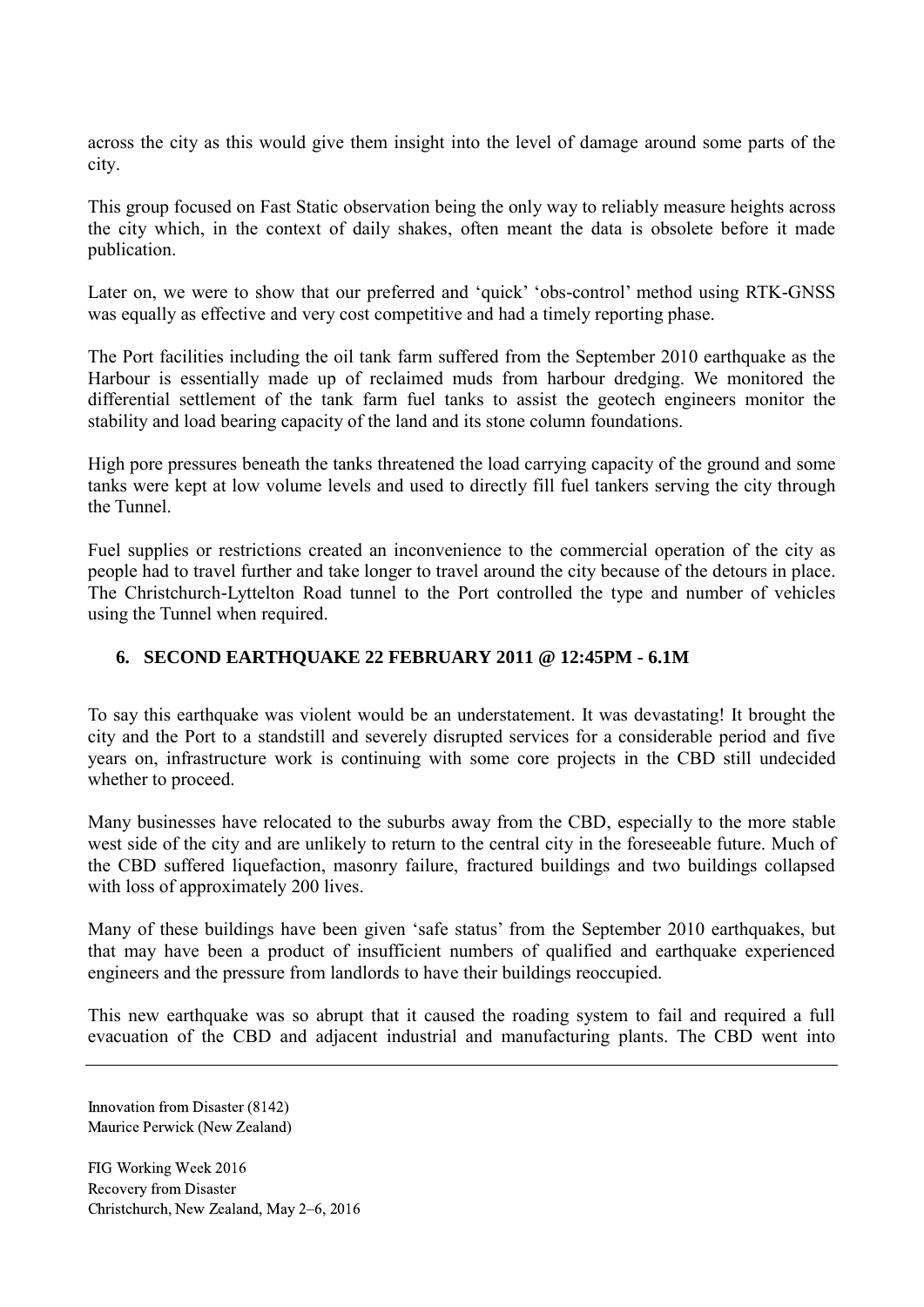across the city as this would give them insight into the level of damage around some parts of the city.

This group focused on Fast Static observation being the only way to reliably measure heights across the city which, in the context of daily shakes, often meant the data is obsolete before it made publication.

Later on, we were to show that our preferred and 'quick' 'obs-control' method using RTK-GNSS was equally as effective and very cost competitive and had a timely reporting phase.

The Port facilities including the oil tank farm suffered from the September 2010 earthquake as the Harbour is essentially made up of reclaimed muds from harbour dredging. We monitored the differential settlement of the tank farm fuel tanks to assist the geotech engineers monitor the stability and load bearing capacity of the land and its stone column foundations.

High pore pressures beneath the tanks threatened the load carrying capacity of the ground and some tanks were kept at low volume levels and used to directly fill fuel tankers serving the city through the Tunnel.

Fuel supplies or restrictions created an inconvenience to the commercial operation of the city as people had to travel further and take longer to travel around the city because of the detours in place. The Christchurch-Lyttelton Road tunnel to the Port controlled the type and number of vehicles using the Tunnel when required.

## 6. SECOND EARTHQUAKE 22 FEBRUARY 2011 @ 12:45PM - 6.1M

To say this earthquake was violent would be an understatement. It was devastating! It brought the city and the Port to a standstill and severely disrupted services for a considerable period and five years on, infrastructure work is continuing with some core projects in the CBD still undecided whether to proceed.

Many businesses have relocated to the suburbs away from the CBD, especially to the more stable west side of the city and are unlikely to return to the central city in the foreseeable future. Much of the CBD suffered liquefaction, masonry failure, fractured buildings and two buildings collapsed with loss of approximately 200 lives.

Many of these buildings have been given 'safe status' from the September 2010 earthquakes, but that may have been a product of insufficient numbers of qualified and earthquake experienced engineers and the pressure from landlords to have their buildings reoccupied.

This new earthquake was so abrupt that it caused the roading system to fail and required a full evacuation of the CBD and adjacent industrial and manufacturing plants. The CBD went into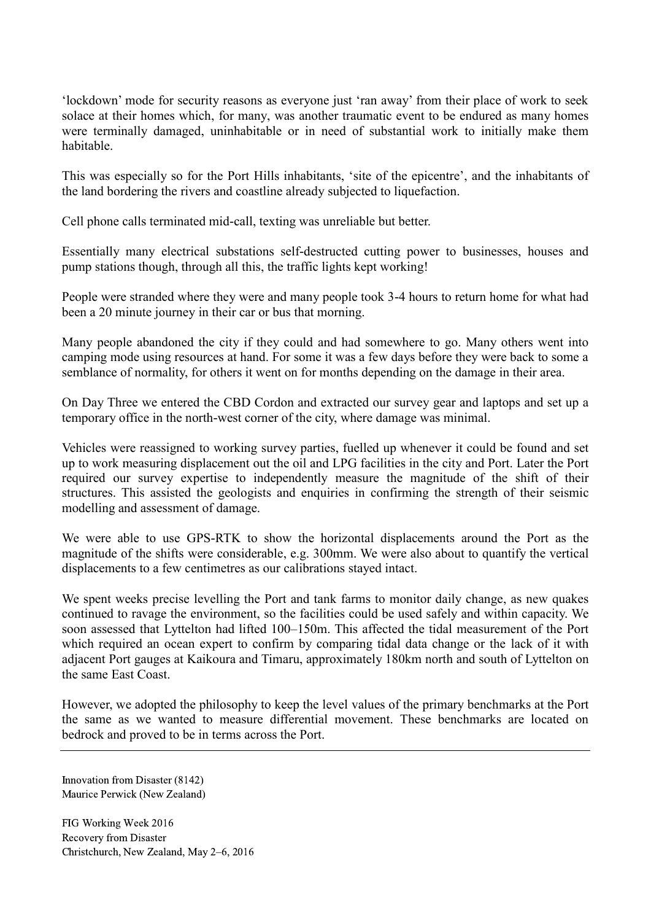'lockdown' mode for security reasons as everyone just 'ran away' from their place of work to seek solace at their homes which, for many, was another traumatic event to be endured as many homes were terminally damaged, uninhabitable or in need of substantial work to initially make them habitable.

This was especially so for the Port Hills inhabitants, 'site of the epicentre', and the inhabitants of the land bordering the rivers and coastline already subjected to liquefaction.

Cell phone calls terminated mid-call, texting was unreliable but better.

Essentially many electrical substations self-destructed cutting power to businesses, houses and pump stations though, through all this, the traffic lights kept working!

People were stranded where they were and many people took 3-4 hours to return home for what had been a 20 minute journey in their car or bus that morning.

Many people abandoned the city if they could and had somewhere to go. Many others went into camping mode using resources at hand. For some it was a few days before they were back to some a semblance of normality, for others it went on for months depending on the damage in their area.

On Day Three we entered the CBD Cordon and extracted our survey gear and laptops and set up a temporary office in the north-west corner of the city, where damage was minimal.

Vehicles were reassigned to working survey parties, fuelled up whenever it could be found and set up to work measuring displacement out the oil and LPG facilities in the city and Port. Later the Port required our survey expertise to independently measure the magnitude of the shift of their structures. This assisted the geologists and enquiries in confirming the strength of their seismic modelling and assessment of damage.

We were able to use GPS-RTK to show the horizontal displacements around the Port as the magnitude of the shifts were considerable, e.g. 300mm. We were also about to quantify the vertical displacements to a few centimetres as our calibrations stayed intact.

We spent weeks precise levelling the Port and tank farms to monitor daily change, as new quakes continued to ravage the environment, so the facilities could be used safely and within capacity. We soon assessed that Lyttelton had lifted 100–150m. This affected the tidal measurement of the Port which required an ocean expert to confirm by comparing tidal data change or the lack of it with adjacent Port gauges at Kaikoura and Timaru, approximately 180km north and south of Lyttelton on the same East Coast.

However, we adopted the philosophy to keep the level values of the primary benchmarks at the Port the same as we wanted to measure differential movement. These benchmarks are located on bedrock and proved to be in terms across the Port.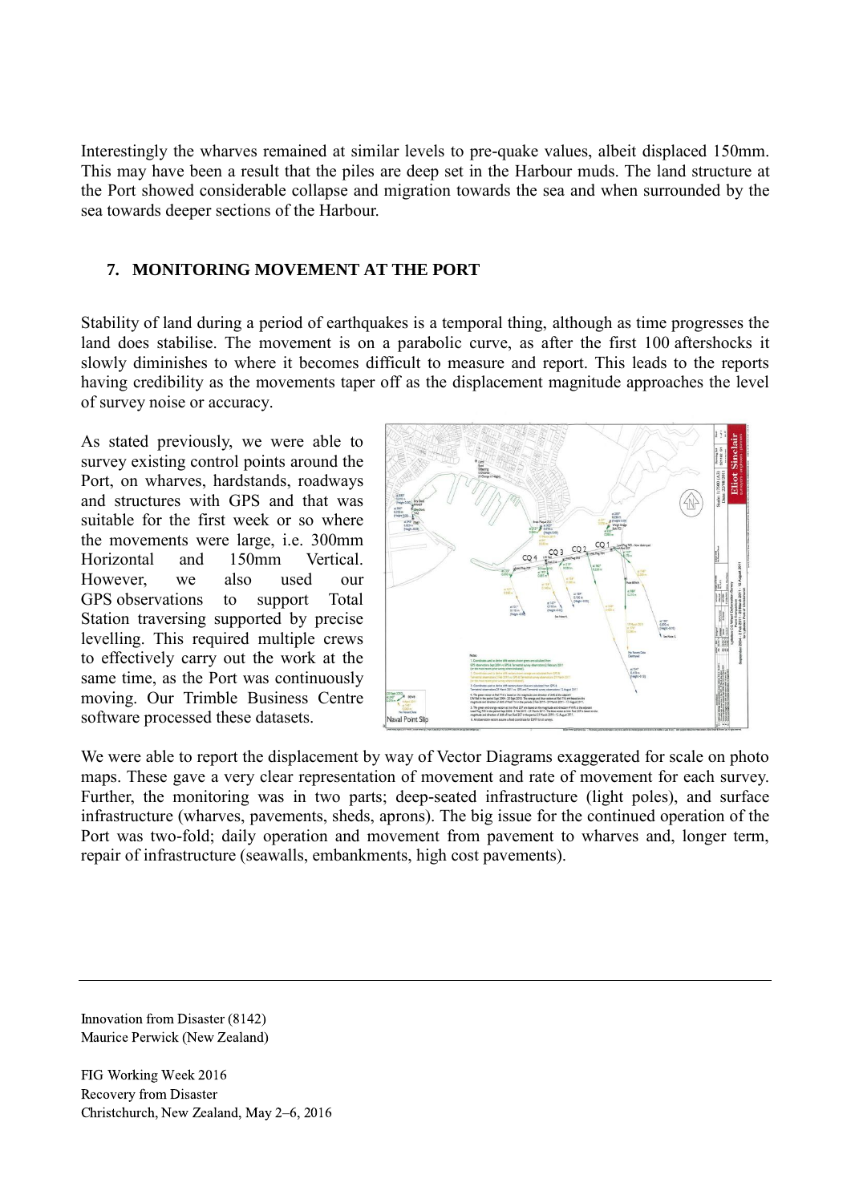Interestingly the wharves remained at similar levels to pre-quake values, albeit displaced 150mm. This may have been a result that the piles are deep set in the Harbour muds. The land structure at the Port showed considerable collapse and migration towards the sea and when surrounded by the sea towards deeper sections of the Harbour.

## 7. MONITORING MOVEMENT AT THE PORT

Stability of land during a period of earthquakes is a temporal thing, although as time progresses the land does stabilise. The movement is on a parabolic curve, as after the first 100 aftershocks it slowly diminishes to where it becomes difficult to measure and report. This leads to the reports having credibility as the movements taper off as the displacement magnitude approaches the level of survey noise or accuracy.

As stated previously, we were able to survey existing control points around the Port, on wharves, hardstands, roadways and structures with GPS and that was suitable for the first week or so where the movements were large, i.e. 300mm Horizontal and 150mm Vertical. However, we also used our GPS observations to support Total Station traversing supported by precise levelling. This required multiple crews to effectively carry out the work at the same time, as the Port was continuously moving. Our Trimble Business Centre software processed these datasets.

We were able to report the displacement by way of Vector Diagrams exaggerated for scale on photo maps. These gave a very clear representation of movement and rate of movement for each survey. Further, the monitoring was in two parts; deep-seated infrastructure (light poles), and surface infrastructure (wharves, pavements, sheds, aprons). The big issue for the continued operation of the Port was two-fold; daily operation and movement from pavement to wharves and, longer term, repair of infrastructure (seawalls, embankments, high cost pavements).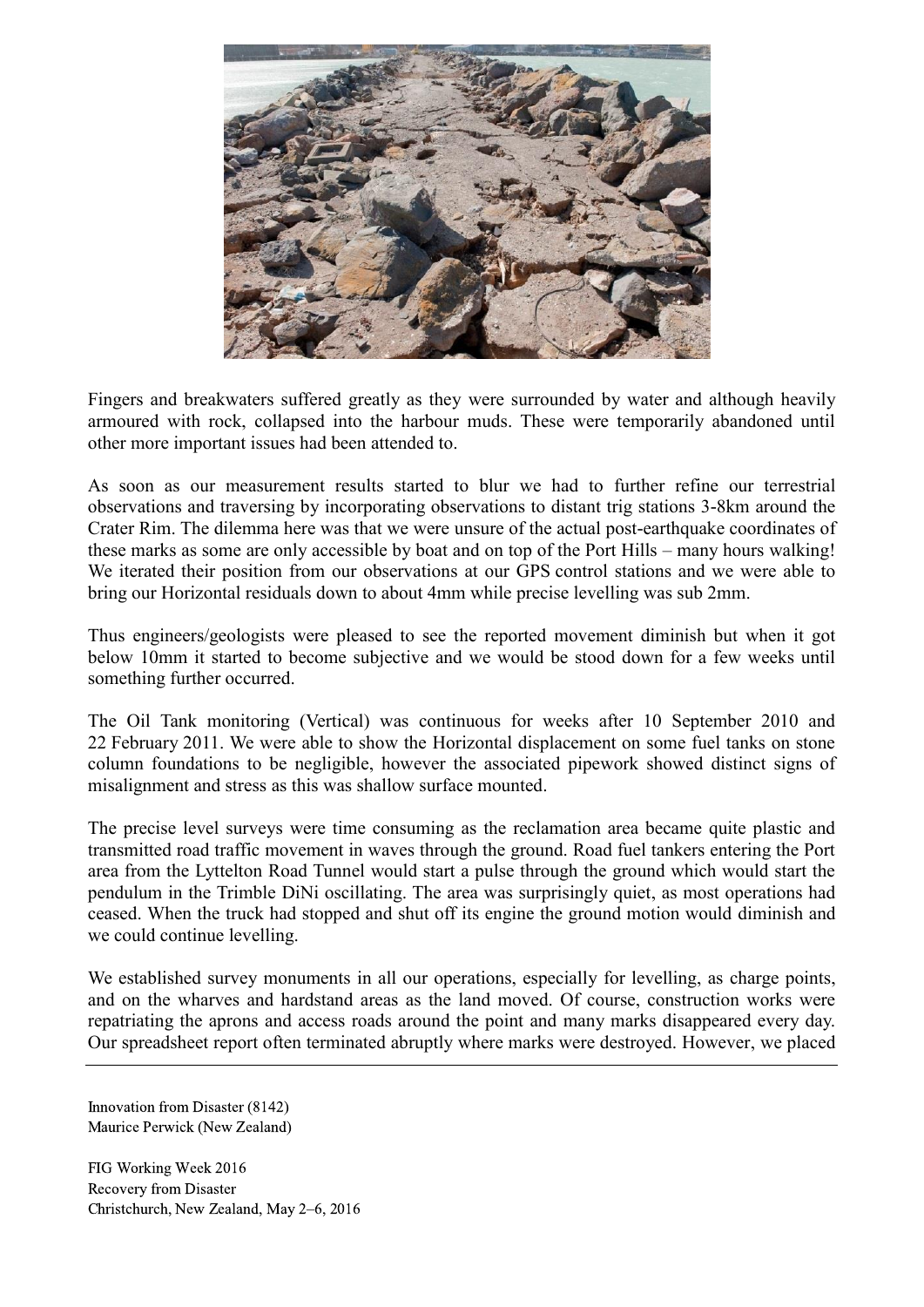Fingers and breakwaters suffered greatly as they were surrounded by water and although heavily armoured with rock, collapsed into the harbour muds. These were temporarily abandoned until other more important issues had been attended to.

As soon as our measurement results started to blur we had to further refine our terrestrial observations and traversing by incorporating observations to distant trig stations 3-8km around the Crater Rim. The dilemma here was that we were unsure of the actual post-earthquake coordinates of these marks as some are only accessible by boat and on top of the Port Hills – many hours walking! We iterated their position from our observations at our GPS control stations and we were able to bring our Horizontal residuals down to about 4mm while precise levelling was sub 2mm.

Thus engineers/geologists were pleased to see the reported movement diminish but when it got below 10mm it started to become subjective and we would be stood down for a few weeks until something further occurred.

The Oil Tank monitoring (Vertical) was continuous for weeks after 10 September 2010 and 22 February 2011. We were able to show the Horizontal displacement on some fuel tanks on stone column foundations to be negligible, however the associated pipework showed distinct signs of misalignment and stress as this was shallow surface mounted.

The precise level surveys were time consuming as the reclamation area became quite plastic and transmitted road traffic movement in waves through the ground. Road fuel tankers entering the Port area from the Lyttelton Road Tunnel would start a pulse through the ground which would start the pendulum in the Trimble DiNi oscillating. The area was surprisingly quiet, as most operations had ceased. When the truck had stopped and shut off its engine the ground motion would diminish and we could continue levelling.

We established survey monuments in all our operations, especially for levelling, as charge points, and on the wharves and hardstand areas as the land moved. Of course, construction works were repatriating the aprons and access roads around the point and many marks disappeared every day. Our spreadsheet report often terminated abruptly where marks were destroyed. However, we placed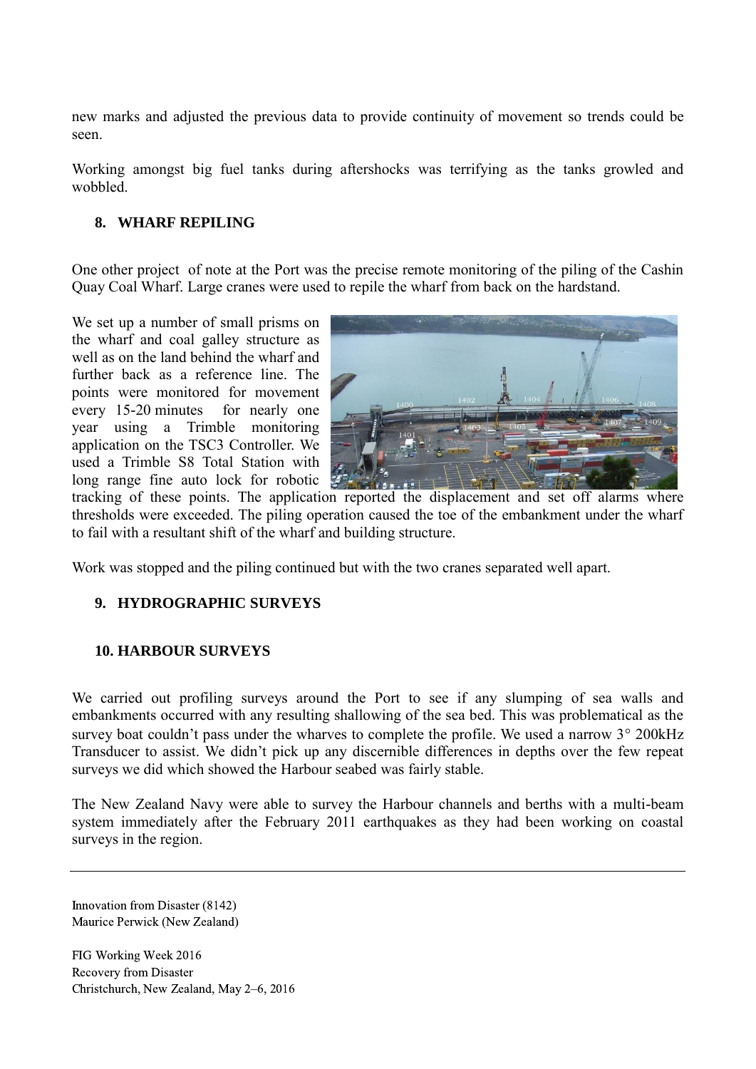new marks and adjusted the previous data to provide continuity of movement so trends could be seen.

Working amongst big fuel tanks during aftershocks was terrifying as the tanks growled and wobbled.

## 8. WHARF REPILING

One other project of note at the Port was the precise remote monitoring of the piling of the Cashin Quay Coal Wharf. Large cranes were used to repile the wharf from back on the hardstand.

We set up a number of small prisms on the wharf and coal galley structure as well as on the land behind the wharf and further back as a reference line. The points were monitored for movement every 15-20 minutes for nearly one year using a Trimble monitoring application on the TSC3 Controller. We used a Trimble S8 Total Station with long range fine auto lock for robotic tracking of these points. The application reported the displacement and set off alarms where thresholds were exceeded. The piling operation caused the toe of the embankment under the wharf to fail with a resultant shift of the wharf and building structure.

Work was stopped and the piling continued but with the two cranes separated well apart.

## 9. HYDROGRAPHIC SURVEYS

## 10. HARBOUR SURVEYS

We carried out profiling surveys around the Port to see if any slumping of sea walls and embankments occurred with any resulting shallowing of the sea bed. This was problematical as the survey boat couldn't pass under the wharves to complete the profile. We used a narrow 3° 200kHz Transducer to assist. We didn't pick up any discernible differences in depths over the few repeat surveys we did which showed the Harbour seabed was fairly stable.

The New Zealand Navy were able to survey the Harbour channels and berths with a multi-beam system immediately after the February 2011 earthquakes as they had been working on coastal surveys in the region.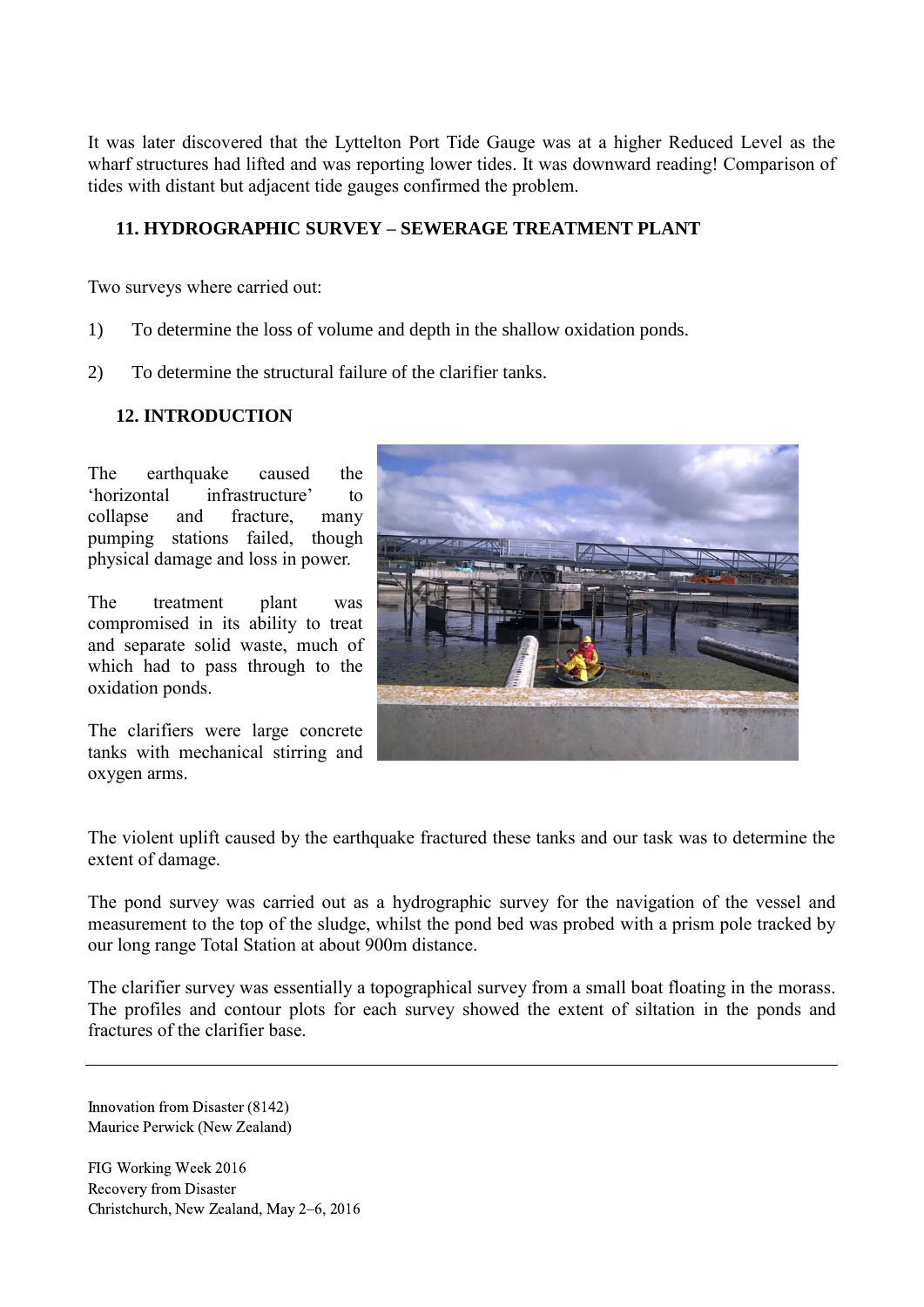It was later discovered that the Lyttelton Port Tide Gauge was at a higher Reduced Level as the wharf structures had lifted and was reporting lower tides. It was downward reading! Comparison of tides with distant but adjacent tide gauges confirmed the problem.

## 11. HYDROGRAPHIC SURVEY – SEWERAGE TREATMENT PLANT

Two surveys where carried out:

1) To determine the loss of volume and depth in the shallow oxidation ponds.

2) To determine the structural failure of the clarifier tanks.

## 12. INTRODUCTION

The earthquake caused the 'horizontal infrastructure' to collapse and fracture, many pumping stations failed, though physical damage and loss in power.

The treatment plant was compromised in its ability to treat and separate solid waste, much of which had to pass through to the oxidation ponds.

The clarifiers were large concrete tanks with mechanical stirring and oxygen arms.

The violent uplift caused by the earthquake fractured these tanks and our task was to determine the extent of damage.

The pond survey was carried out as a hydrographic survey for the navigation of the vessel and measurement to the top of the sludge, whilst the pond bed was probed with a prism pole tracked by our long range Total Station at about 900m distance.

The clarifier survey was essentially a topographical survey from a small boat floating in the morass. The profiles and contour plots for each survey showed the extent of siltation in the ponds and fractures of the clarifier base.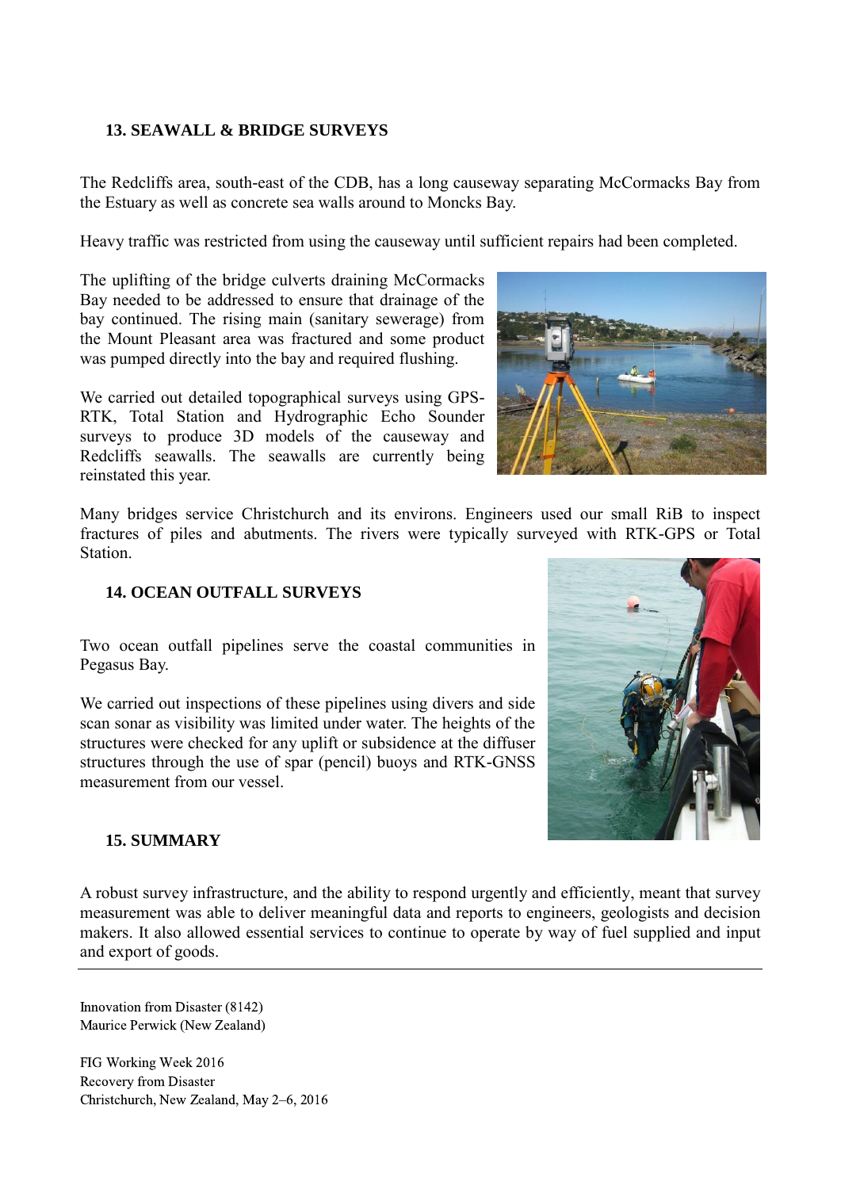## 13. SEAWALL & BRIDGE SURVEYS

The Redcliffs area, south-east of the CDB, has a long causeway separating McCormacks Bay from the Estuary as well as concrete sea walls around to Moncks Bay.

Heavy traffic was restricted from using the causeway until sufficient repairs had been completed.

The uplifting of the bridge culverts draining McCormacks Bay needed to be addressed to ensure that drainage of the bay continued. The rising main (sanitary sewerage) from the Mount Pleasant area was fractured and some product was pumped directly into the bay and required flushing.

We carried out detailed topographical surveys using GPS-RTK, Total Station and Hydrographic Echo Sounder surveys to produce 3D models of the causeway and Redcliffs seawalls. The seawalls are currently being reinstated this year.

Many bridges service Christchurch and its environs. Engineers used our small RiB to inspect fractures of piles and abutments. The rivers were typically surveyed with RTK-GPS or Total Station.

## 14. OCEAN OUTFALL SURVEYS

Two ocean outfall pipelines serve the coastal communities in Pegasus Bay.

We carried out inspections of these pipelines using divers and side scan sonar as visibility was limited under water. The heights of the structures were checked for any uplift or subsidence at the diffuser structures through the use of spar (pencil) buoys and RTK-GNSS measurement from our vessel.

## 15. SUMMARY

A robust survey infrastructure, and the ability to respond urgently and efficiently, meant that survey measurement was able to deliver meaningful data and reports to engineers, geologists and decision makers. It also allowed essential services to continue to operate by way of fuel supplied and input and export of goods.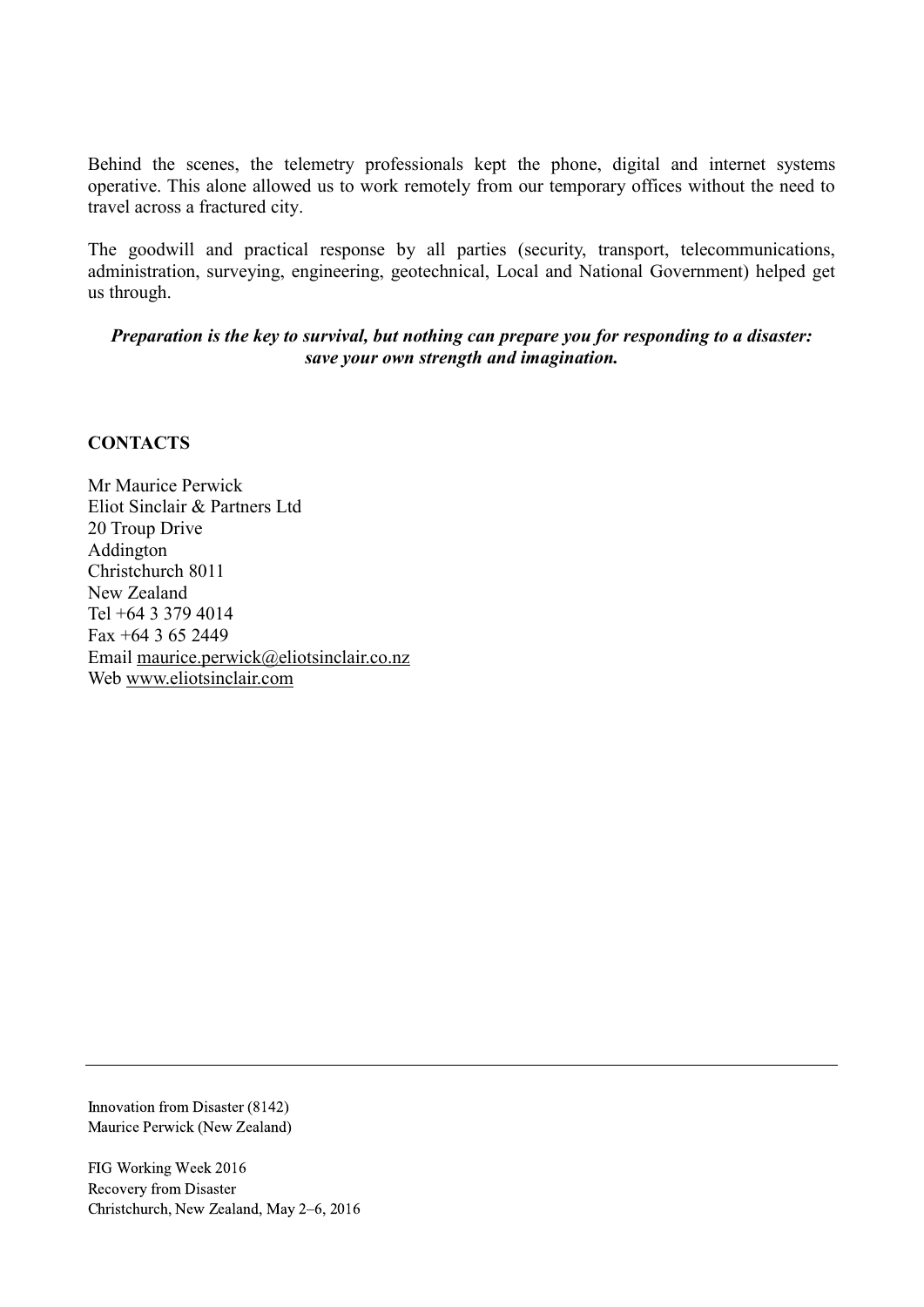Behind the scenes, the telemetry professionals kept the phone, digital and internet systems operative. This alone allowed us to work remotely from our temporary offices without the need to travel across a fractured city.

The goodwill and practical response by all parties (security, transport, telecommunications, administration, surveying, engineering, geotechnical, Local and National Government) helped get us through.

***Preparation is the key to survival, but nothing can prepare you for responding to a disaster: save your own strength and imagination.***

## CONTACTS

Mr Maurice Perwick  
Eliot Sinclair & Partners Ltd  
20 Troup Drive  
Addington  
Christchurch 8011  
New Zealand  
Tel +64 3 379 4014  
Fax +64 3 65 2449  
Email maurice.perwick@eliotsinclair.co.nz  
Web www.eliotsinclair.com